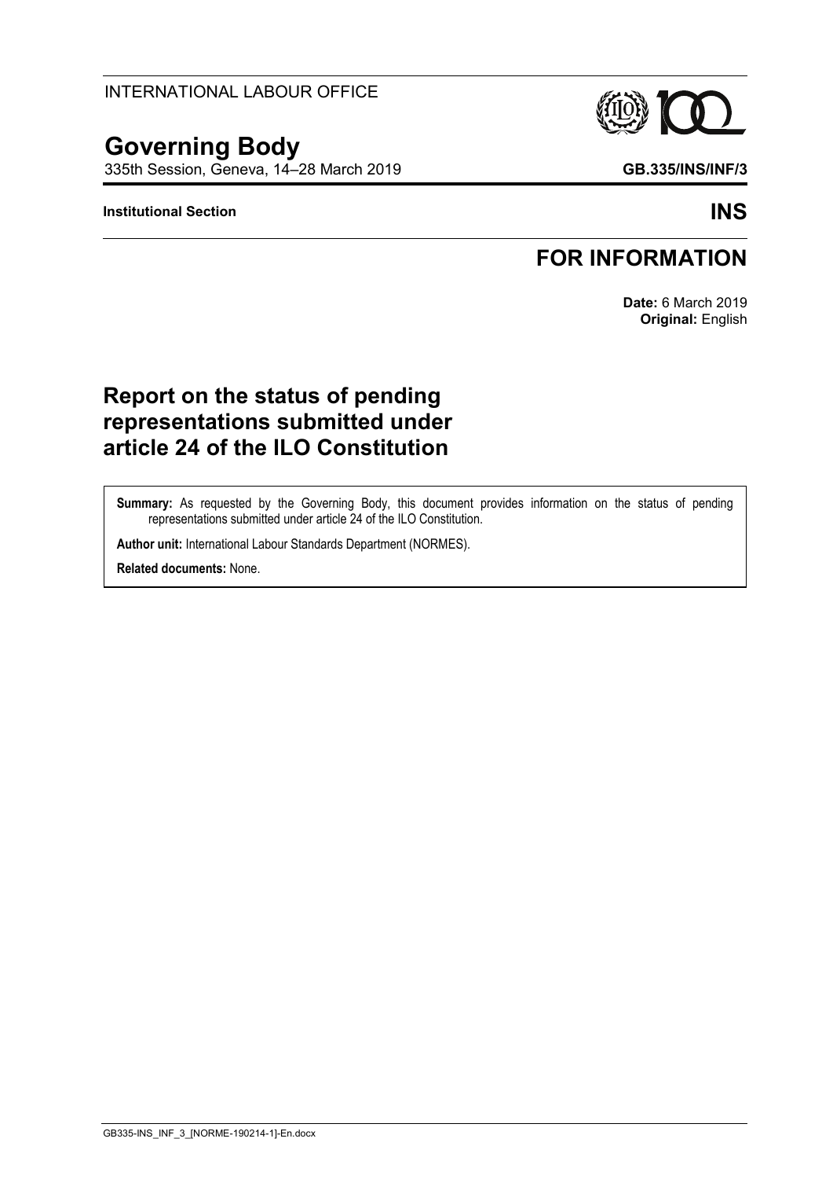INTERNATIONAL LABOUR OFFICE

# Governing Body

335th Session, Geneva, 14–28 March 2019

**GB.335/INS/INF/3**

**Institutional Section** **INS**

## FOR INFORMATION

**Date:** 6 March 2019
**Original:** English

# Report on the status of pending representations submitted under article 24 of the ILO Constitution

**Summary:** As requested by the Governing Body, this document provides information on the status of pending representations submitted under article 24 of the ILO Constitution.

**Author unit:** International Labour Standards Department (NORMES).

**Related documents:** None.

GB335-INS_INF_3_[NORME-190214-1]-En.docx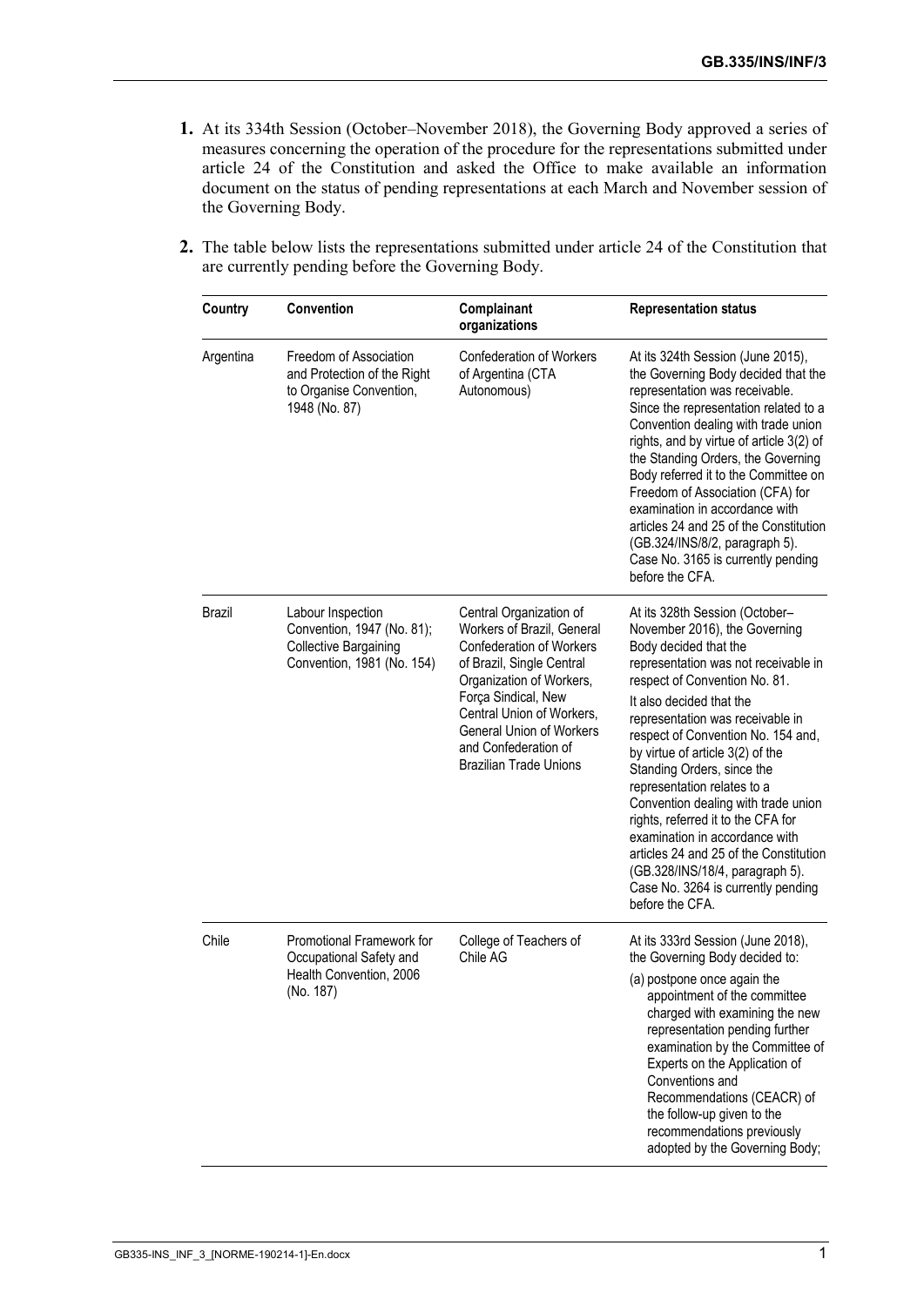**1.** At its 334th Session (October–November 2018), the Governing Body approved a series of measures concerning the operation of the procedure for the representations submitted under article 24 of the Constitution and asked the Office to make available an information document on the status of pending representations at each March and November session of the Governing Body.

**2.** The table below lists the representations submitted under article 24 of the Constitution that are currently pending before the Governing Body.

| Country | Convention | Complainant organizations | Representation status |
|---|---|---|---|
| Argentina | Freedom of Association and Protection of the Right to Organise Convention, 1948 (No. 87) | Confederation of Workers of Argentina (CTA Autonomous) | At its 324th Session (June 2015), the Governing Body decided that the representation was receivable. Since the representation related to a Convention dealing with trade union rights, and by virtue of article 3(2) of the Standing Orders, the Governing Body referred it to the Committee on Freedom of Association (CFA) for examination in accordance with articles 24 and 25 of the Constitution (GB.324/INS/8/2, paragraph 5). Case No. 3165 is currently pending before the CFA. |
| Brazil | Labour Inspection Convention, 1947 (No. 81); Collective Bargaining Convention, 1981 (No. 154) | Central Organization of Workers of Brazil, General Confederation of Workers of Brazil, Single Central Organization of Workers, Força Sindical, New Central Union of Workers, General Union of Workers and Confederation of Brazilian Trade Unions | At its 328th Session (October–November 2016), the Governing Body decided that the representation was not receivable in respect of Convention No. 81. It also decided that the representation was receivable in respect of Convention No. 154 and, by virtue of article 3(2) of the Standing Orders, since the representation relates to a Convention dealing with trade union rights, referred it to the CFA for examination in accordance with articles 24 and 25 of the Constitution (GB.328/INS/18/4, paragraph 5). Case No. 3264 is currently pending before the CFA. |
| Chile | Promotional Framework for Occupational Safety and Health Convention, 2006 (No. 187) | College of Teachers of Chile AG | At its 333rd Session (June 2018), the Governing Body decided to: (a) postpone once again the appointment of the committee charged with examining the new representation pending further examination by the Committee of Experts on the Application of Conventions and Recommendations (CEACR) of the follow-up given to the recommendations previously adopted by the Governing Body; |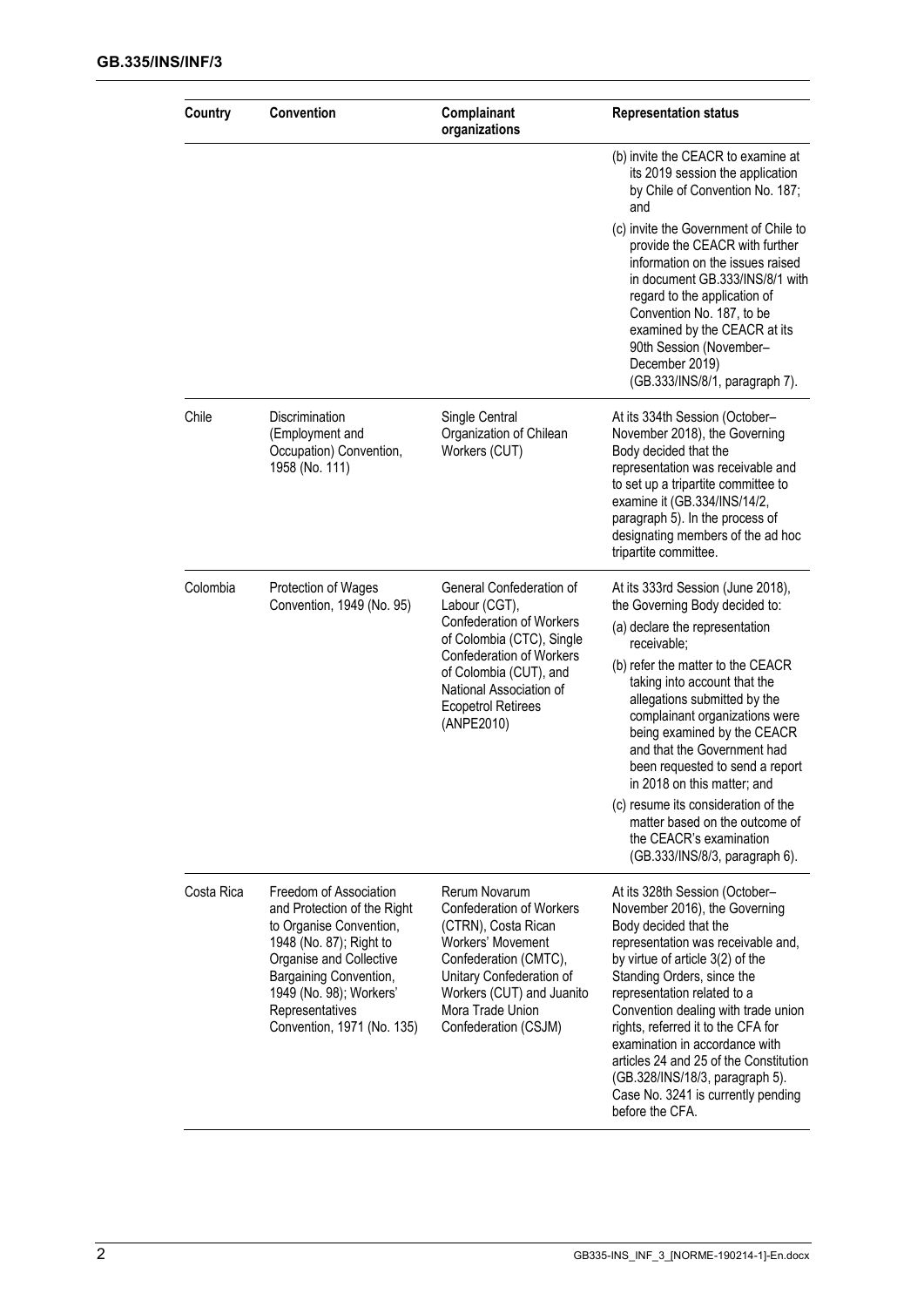| Country | Convention | Complainant organizations | Representation status |
|---|---|---|---|
| | | | (b) invite the CEACR to examine at its 2019 session the application by Chile of Convention No. 187; and<br><br>(c) invite the Government of Chile to provide the CEACR with further information on the issues raised in document GB.333/INS/8/1 with regard to the application of Convention No. 187, to be examined by the CEACR at its 90th Session (November–December 2019) (GB.333/INS/8/1, paragraph 7). |
| Chile | Discrimination (Employment and Occupation) Convention, 1958 (No. 111) | Single Central Organization of Chilean Workers (CUT) | At its 334th Session (October–November 2018), the Governing Body decided that the representation was receivable and to set up a tripartite committee to examine it (GB.334/INS/14/2, paragraph 5). In the process of designating members of the ad hoc tripartite committee. |
| Colombia | Protection of Wages Convention, 1949 (No. 95) | General Confederation of Labour (CGT), Confederation of Workers of Colombia (CTC), Single Confederation of Workers of Colombia (CUT), and National Association of Ecopetrol Retirees (ANPE2010) | At its 333rd Session (June 2018), the Governing Body decided to:<br><br>(a) declare the representation receivable;<br><br>(b) refer the matter to the CEACR taking into account that the allegations submitted by the complainant organizations were being examined by the CEACR and that the Government had been requested to send a report in 2018 on this matter; and<br><br>(c) resume its consideration of the matter based on the outcome of the CEACR's examination (GB.333/INS/8/3, paragraph 6). |
| Costa Rica | Freedom of Association and Protection of the Right to Organise Convention, 1948 (No. 87); Right to Organise and Collective Bargaining Convention, 1949 (No. 98); Workers' Representatives Convention, 1971 (No. 135) | Rerum Novarum Confederation of Workers (CTRN), Costa Rican Workers' Movement Confederation (CMTC), Unitary Confederation of Workers (CUT) and Juanito Mora Trade Union Confederation (CSJM) | At its 328th Session (October–November 2016), the Governing Body decided that the representation was receivable and, by virtue of article 3(2) of the Standing Orders, since the representation related to a Convention dealing with trade union rights, referred it to the CFA for examination in accordance with articles 24 and 25 of the Constitution (GB.328/INS/18/3, paragraph 5). Case No. 3241 is currently pending before the CFA. |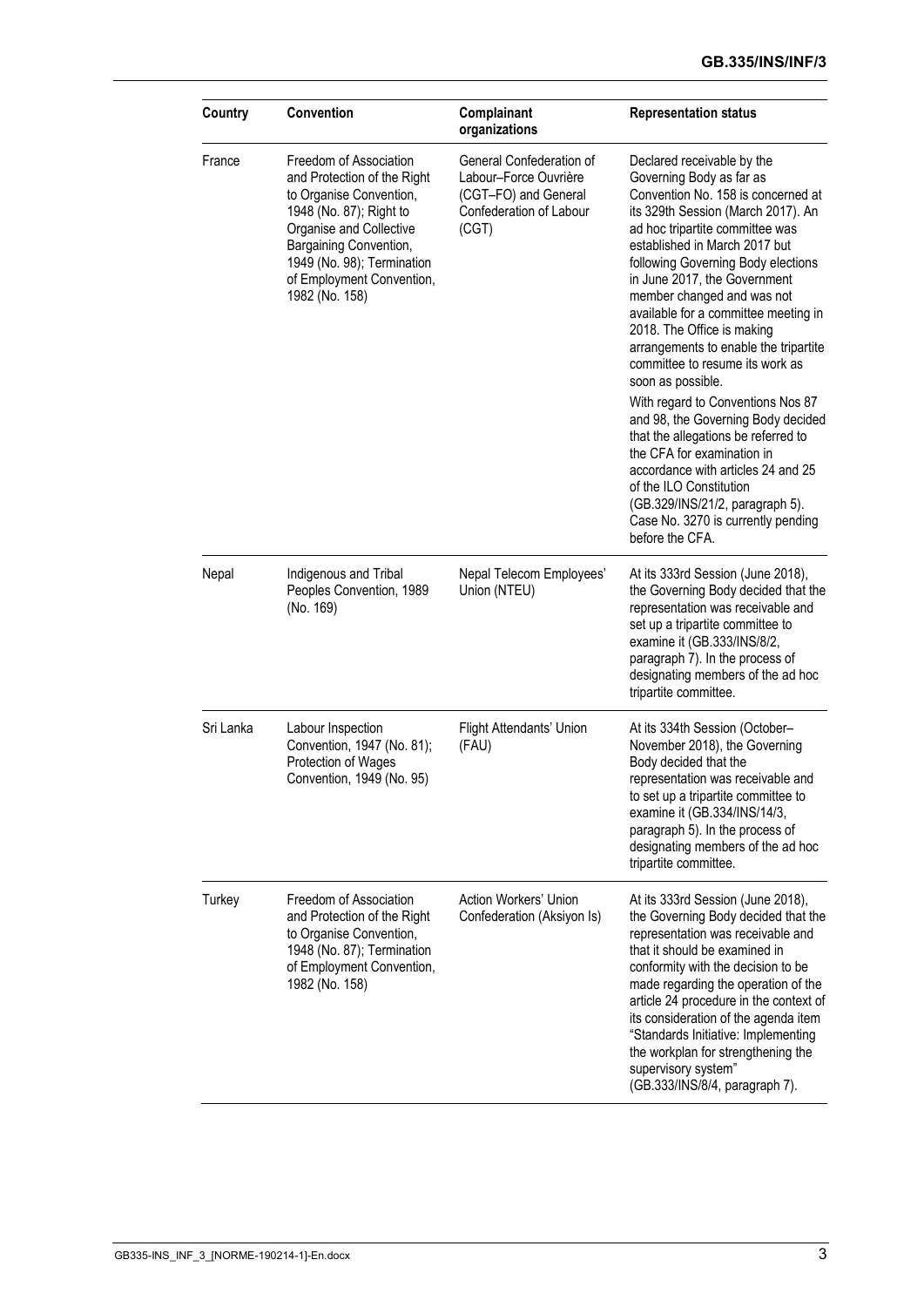| Country | Convention | Complainant organizations | Representation status |
|---|---|---|---|
| France | Freedom of Association and Protection of the Right to Organise Convention, 1948 (No. 87); Right to Organise and Collective Bargaining Convention, 1949 (No. 98); Termination of Employment Convention, 1982 (No. 158) | General Confederation of Labour–Force Ouvrière (CGT–FO) and General Confederation of Labour (CGT) | Declared receivable by the Governing Body as far as Convention No. 158 is concerned at its 329th Session (March 2017). An ad hoc tripartite committee was established in March 2017 but following Governing Body elections in June 2017, the Government member changed and was not available for a committee meeting in 2018. The Office is making arrangements to enable the tripartite committee to resume its work as soon as possible.<br><br>With regard to Conventions Nos 87 and 98, the Governing Body decided that the allegations be referred to the CFA for examination in accordance with articles 24 and 25 of the ILO Constitution (GB.329/INS/21/2, paragraph 5). Case No. 3270 is currently pending before the CFA. |
| Nepal | Indigenous and Tribal Peoples Convention, 1989 (No. 169) | Nepal Telecom Employees' Union (NTEU) | At its 333rd Session (June 2018), the Governing Body decided that the representation was receivable and set up a tripartite committee to examine it (GB.333/INS/8/2, paragraph 7). In the process of designating members of the ad hoc tripartite committee. |
| Sri Lanka | Labour Inspection Convention, 1947 (No. 81); Protection of Wages Convention, 1949 (No. 95) | Flight Attendants' Union (FAU) | At its 334th Session (October–November 2018), the Governing Body decided that the representation was receivable and to set up a tripartite committee to examine it (GB.334/INS/14/3, paragraph 5). In the process of designating members of the ad hoc tripartite committee. |
| Turkey | Freedom of Association and Protection of the Right to Organise Convention, 1948 (No. 87); Termination of Employment Convention, 1982 (No. 158) | Action Workers' Union Confederation (Aksiyon Is) | At its 333rd Session (June 2018), the Governing Body decided that the representation was receivable and that it should be examined in conformity with the decision to be made regarding the operation of the article 24 procedure in the context of its consideration of the agenda item "Standards Initiative: Implementing the workplan for strengthening the supervisory system" (GB.333/INS/8/4, paragraph 7). |